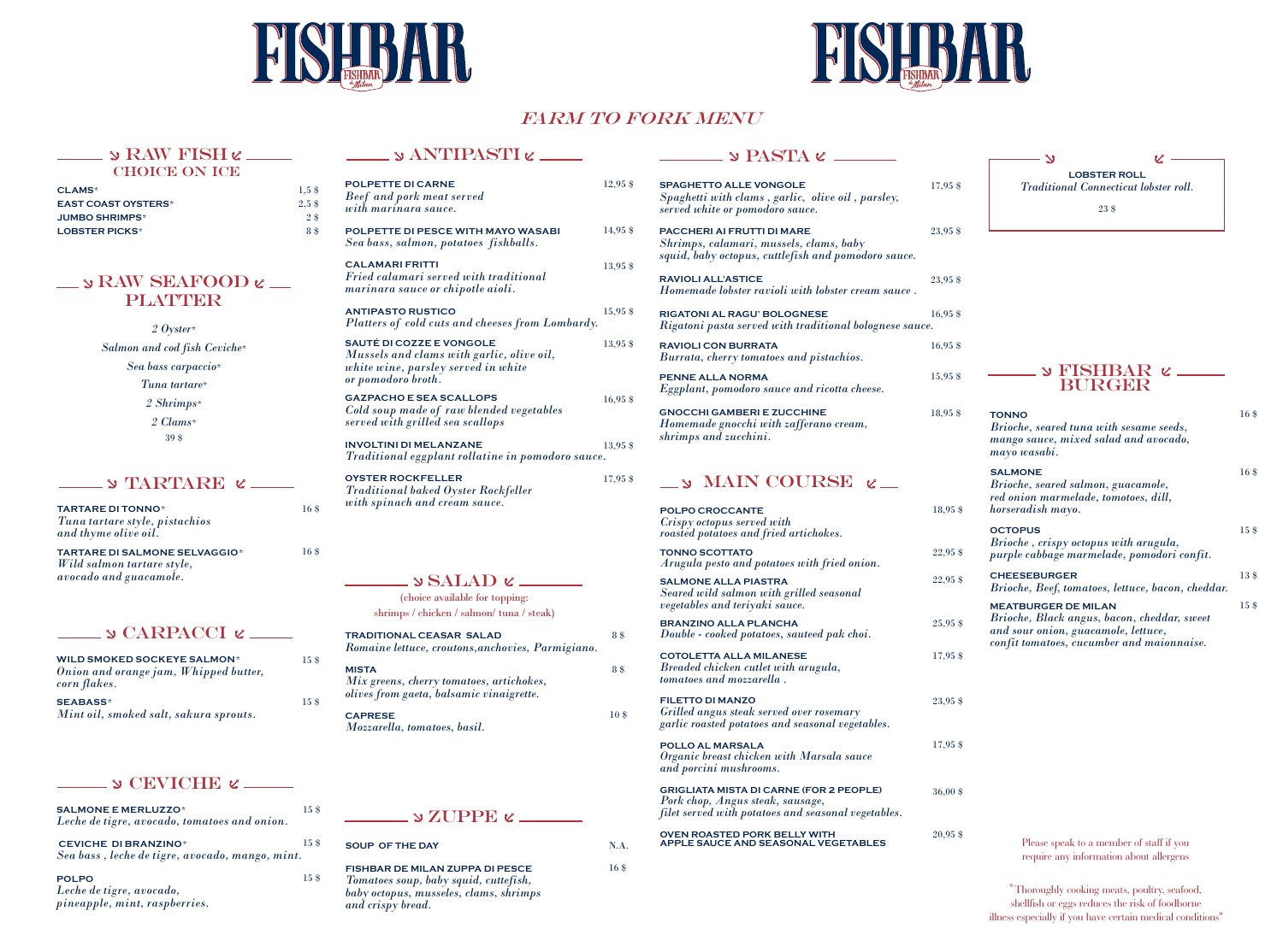# FISHBAR

# FISHBAR

## FARM TO FORK MENU

## RAW FISH
### CHOICE ON ICE

**CLAMS*** 1,5 $
**EAST COAST OYSTERS*** 2,5 $
**JUMBO SHRIMPS*** 2 $
**LOBSTER PICKS*** 8 $

## RAW SEAFOOD PLATTER

*2 Oyster**
*Salmon and cod fish Ceviche**
*Sea bass carpaccio**
*Tuna tartare**
*2 Shrimps**
*2 Clams**
39 $

## TARTARE

**TARTARE DI TONNO*** 16 $
*Tuna tartare style, pistachios and thyme olive oil.*

**TARTARE DI SALMONE SELVAGGIO*** 16 $
*Wild salmon tartare style, avocado and guacamole.*

## CARPACCI

**WILD SMOKED SOCKEYE SALMON*** 15 $
*Onion and orange jam, Whipped butter, corn flakes.*

**SEABASS*** 15 $
*Mint oil, smoked salt, sakura sprouts.*

## CEVICHE

**SALMONE E MERLUZZO*** 15 $
*Leche de tigre, avocado, tomatoes and onion.*

**CEVICHE DI BRANZINO*** 15 $
*Sea bass, leche de tigre, avocado, mango, mint.*

**POLPO** 15 $
*Leche de tigre, avocado, pineapple, mint, raspberries.*

## ANTIPASTI

**POLPETTE DI CARNE** 12,95 $
*Beef and pork meat served with marinara sauce.*

**POLPETTE DI PESCE WITH MAYO WASABI** 14,95 $
*Sea bass, salmon, potatoes fishballs.*

**CALAMARI FRITTI** 13,95 $
*Fried calamari served with traditional marinara sauce or chipotle aioli.*

**ANTIPASTO RUSTICO** 15,95 $
*Platters of cold cuts and cheeses from Lombardy.*

**SAUTÉ DI COZZE E VONGOLE** 13,95 $
*Mussels and clams with garlic, olive oil, white wine, parsley served in white or pomodoro broth.*

**GAZPACHO E SEA SCALLOPS** 16,95 $
*Cold soup made of raw blended vegetables served with grilled sea scallops*

**INVOLTINI DI MELANZANE** 13,95 $
*Traditional eggplant rollatine in pomodoro sauce.*

**OYSTER ROCKFELLER** 17,95 $
*Traditional baked Oyster Rockfeller with spinach and cream sauce.*

## SALAD

(choice available for topping: shrimps / chicken / salmon/ tuna / steak)

**TRADITIONAL CEASAR SALAD** 8 $
*Romaine lettuce, croutons,anchovies, Parmigiano.*

**MISTA** 8 $
*Mix greens, cherry tomatoes, artichokes, olives from gaeta, balsamic vinaigrette.*

**CAPRESE** 10 $
*Mozzarella, tomatoes, basil.*

## ZUPPE

**SOUP OF THE DAY** N.A.

**FISHBAR DE MILAN ZUPPA DI PESCE** 16 $
*Tomatoes soup, baby squid, cuttefish, baby octopus, musseles, clams, shrimps and crispy bread.*

## PASTA

**SPAGHETTO ALLE VONGOLE** 17,95 $
*Spaghetti with clams , garlic, olive oil , parsley, served white or pomodoro sauce.*

**PACCHERI AI FRUTTI DI MARE** 23,95 $
*Shrimps, calamari, mussels, clams, baby squid, baby octopus, cuttlefish and pomodoro sauce.*

**RAVIOLI ALL'ASTICE** 23,95 $
*Homemade lobster ravioli with lobster cream sauce .*

**RIGATONI AL RAGU' BOLOGNESE** 16,95 $
*Rigatoni pasta served with traditional bolognese sauce.*

**RAVIOLI CON BURRATA** 16,95 $
*Burrata, cherry tomatoes and pistachios.*

**PENNE ALLA NORMA** 15,95 $
*Eggplant, pomodoro sauce and ricotta cheese.*

**GNOCCHI GAMBERI E ZUCCHINE** 18,95 $
*Homemade gnocchi with zafferano cream, shrimps and zucchini.*

## MAIN COURSE

**POLPO CROCCANTE** 18,95 $
*Crispy octopus served with roasted potatoes and fried artichokes.*

**TONNO SCOTTATO** 22,95 $
*Arugula pesto and potatoes with fried onion.*

**SALMONE ALLA PIASTRA** 22,95 $
*Seared wild salmon with grilled seasonal vegetables and teriyaki sauce.*

**BRANZINO ALLA PLANCHA** 25,95 $
*Double - cooked potatoes, sauteed pak choi.*

**COTOLETTA ALLA MILANESE** 17,95 $
*Breaded chicken cutlet with arugula, tomatoes and mozzarella .*

**FILETTO DI MANZO** 23,95 $
*Grilled angus steak served over rosemary garlic roasted potatoes and seasonal vegetables.*

**POLLO AL MARSALA** 17,95 $
*Organic breast chicken with Marsala sauce and porcini mushrooms.*

**GRIGLIATA MISTA DI CARNE (FOR 2 PEOPLE)** 36,00 $
*Pork chop, Angus steak, sausage, filet served with potatoes and seasonal vegetables.*

**OVEN ROASTED PORK BELLY WITH APPLE SAUCE AND SEASONAL VEGETABLES** 20,95 $

**LOBSTER ROLL**
*Traditional Connecticut lobster roll.*
23 $

## FISHBAR BURGER

**TONNO** 16 $
*Brioche, seared tuna with sesame seeds, mango sauce, mixed salad and avocado, mayo wasabi.*

**SALMONE** 16 $
*Brioche, seared salmon, guacamole, red onion marmelade, tomotoes, dill, horseradish mayo.*

**OCTOPUS** 15 $
*Brioche , crispy octopus with arugula, purple cabbage marmelade, pomodori confit.*

**CHEESEBURGER** 13 $
*Brioche, Beef, tomatoes, lettuce, bacon, cheddar.*

**MEATBURGER DE MILAN** 15 $
*Brioche, Black angus, bacon, cheddar, sweet and sour onion, guacamole, lettuce, confit tomatoes, cucumber and maionnaise.*

Please speak to a member of staff if you require any information about allergens

*Thoroughly cooking meats, poultry, seafood, shellfish or eggs reduces the risk of foodborne illness especially if you have certain medical conditions"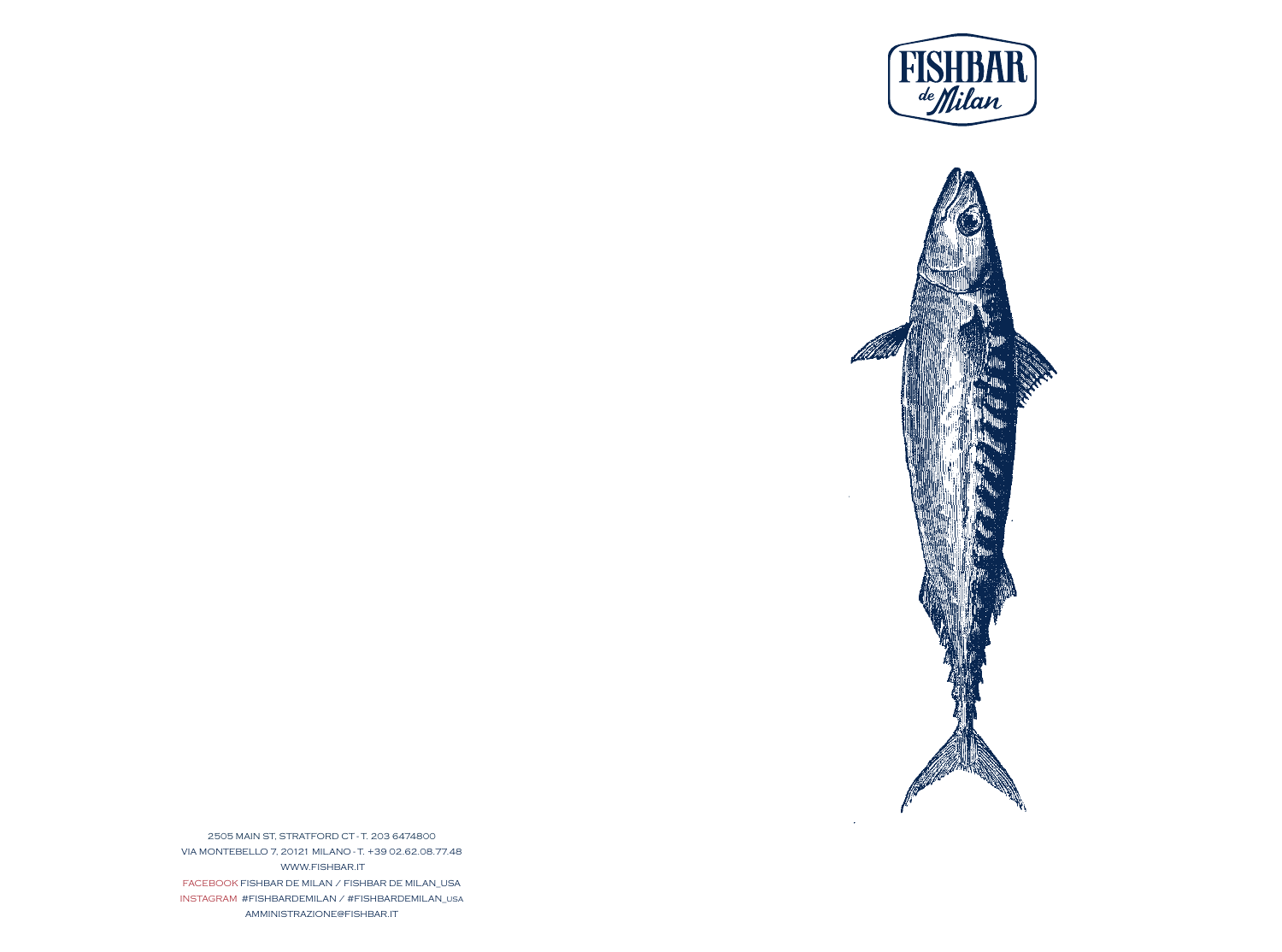FISHBAR de Milan

2505 MAIN ST, STRATFORD CT - T. 203 6474800
VIA MONTEBELLO 7, 20121 MILANO - T. +39 02.62.08.77.48
WWW.FISHBAR.IT
FACEBOOK FISHBAR DE MILAN / FISHBAR DE MILAN_USA
INSTAGRAM #FISHBARDEMILAN / #FISHBARDEMILAN_USA
AMMINISTRAZIONE@FISHBAR.IT